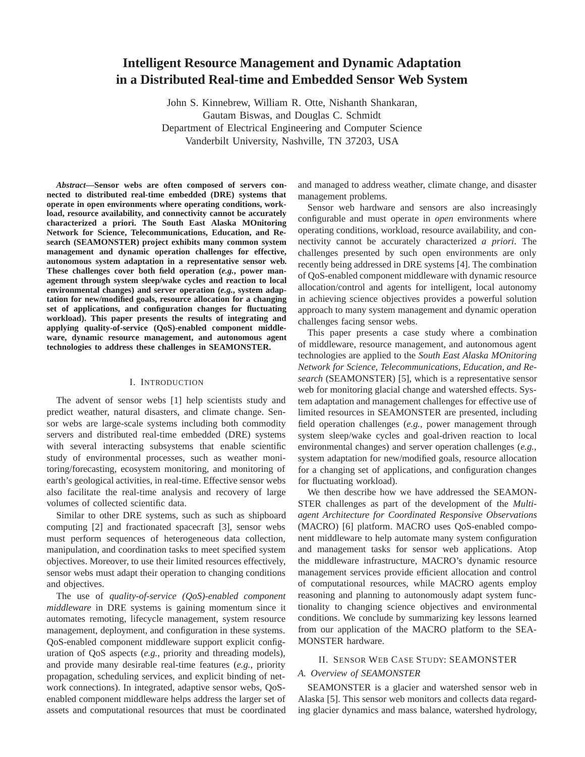# Intelligent Resource Management and Dynamic Adaptation in a Distributed Real-time and Embedded Sensor Web System

John S. Kinnebrew, William R. Otte, Nishanth Shankaran,
Gautam Biswas, and Douglas C. Schmidt
Department of Electrical Engineering and Computer Science
Vanderbilt University, Nashville, TN 37203, USA

***Abstract*—Sensor webs are often composed of servers connected to distributed real-time embedded (DRE) systems that operate in open environments where operating conditions, workload, resource availability, and connectivity cannot be accurately characterized a priori. The South East Alaska MOnitoring Network for Science, Telecommunications, Education, and Research (SEAMONSTER) project exhibits many common system management and dynamic operation challenges for effective, autonomous system adaptation in a representative sensor web. These challenges cover both field operation (*e.g.*, power management through system sleep/wake cycles and reaction to local environmental changes) and server operation (*e.g.*, system adaptation for new/modified goals, resource allocation for a changing set of applications, and configuration changes for fluctuating workload). This paper presents the results of integrating and applying quality-of-service (QoS)-enabled component middleware, dynamic resource management, and autonomous agent technologies to address these challenges in SEAMONSTER.**

## I. Introduction

The advent of sensor webs [1] help scientists study and predict weather, natural disasters, and climate change. Sensor webs are large-scale systems including both commodity servers and distributed real-time embedded (DRE) systems with several interacting subsystems that enable scientific study of environmental processes, such as weather monitoring/forecasting, ecosystem monitoring, and monitoring of earth's geological activities, in real-time. Effective sensor webs also facilitate the real-time analysis and recovery of large volumes of collected scientific data.

Similar to other DRE systems, such as such as shipboard computing [2] and fractionated spacecraft [3], sensor webs must perform sequences of heterogeneous data collection, manipulation, and coordination tasks to meet specified system objectives. Moreover, to use their limited resources effectively, sensor webs must adapt their operation to changing conditions and objectives.

The use of *quality-of-service (QoS)-enabled component middleware* in DRE systems is gaining momentum since it automates remoting, lifecycle management, system resource management, deployment, and configuration in these systems. QoS-enabled component middleware support explicit configuration of QoS aspects (*e.g.*, priority and threading models), and provide many desirable real-time features (*e.g.*, priority propagation, scheduling services, and explicit binding of network connections). In integrated, adaptive sensor webs, QoS-enabled component middleware helps address the larger set of assets and computational resources that must be coordinated and managed to address weather, climate change, and disaster management problems.

Sensor web hardware and sensors are also increasingly configurable and must operate in *open* environments where operating conditions, workload, resource availability, and connectivity cannot be accurately characterized *a priori*. The challenges presented by such open environments are only recently being addressed in DRE systems [4]. The combination of QoS-enabled component middleware with dynamic resource allocation/control and agents for intelligent, local autonomy in achieving science objectives provides a powerful solution approach to many system management and dynamic operation challenges facing sensor webs.

This paper presents a case study where a combination of middleware, resource management, and autonomous agent technologies are applied to the *South East Alaska MOnitoring Network for Science, Telecommunications, Education, and Research* (SEAMONSTER) [5], which is a representative sensor web for monitoring glacial change and watershed effects. System adaptation and management challenges for effective use of limited resources in SEAMONSTER are presented, including field operation challenges (*e.g.*, power management through system sleep/wake cycles and goal-driven reaction to local environmental changes) and server operation challenges (*e.g.*, system adaptation for new/modified goals, resource allocation for a changing set of applications, and configuration changes for fluctuating workload).

We then describe how we have addressed the SEAMONSTER challenges as part of the development of the *Multi-agent Architecture for Coordinated Responsive Observations* (MACRO) [6] platform. MACRO uses QoS-enabled component middleware to help automate many system configuration and management tasks for sensor web applications. Atop the middleware infrastructure, MACRO's dynamic resource management services provide efficient allocation and control of computational resources, while MACRO agents employ reasoning and planning to autonomously adapt system functionality to changing science objectives and environmental conditions. We conclude by summarizing key lessons learned from our application of the MACRO platform to the SEAMONSTER hardware.

## II. Sensor Web Case Study: SEAMONSTER

### A. Overview of SEAMONSTER

SEAMONSTER is a glacier and watershed sensor web in Alaska [5]. This sensor web monitors and collects data regarding glacier dynamics and mass balance, watershed hydrology,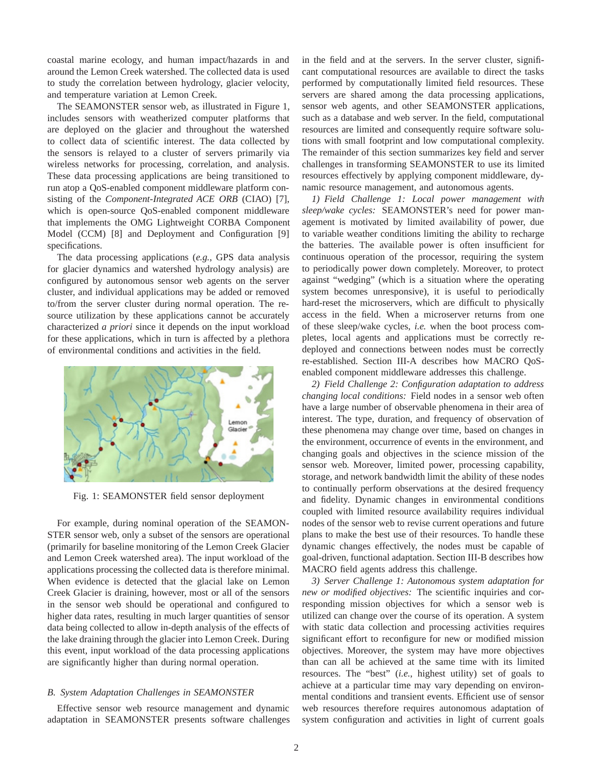coastal marine ecology, and human impact/hazards in and around the Lemon Creek watershed. The collected data is used to study the correlation between hydrology, glacier velocity, and temperature variation at Lemon Creek.

The SEAMONSTER sensor web, as illustrated in Figure 1, includes sensors with weatherized computer platforms that are deployed on the glacier and throughout the watershed to collect data of scientific interest. The data collected by the sensors is relayed to a cluster of servers primarily via wireless networks for processing, correlation, and analysis. These data processing applications are being transitioned to run atop a QoS-enabled component middleware platform consisting of the *Component-Integrated ACE ORB* (CIAO) [7], which is open-source QoS-enabled component middleware that implements the OMG Lightweight CORBA Component Model (CCM) [8] and Deployment and Configuration [9] specifications.

The data processing applications (*e.g.*, GPS data analysis for glacier dynamics and watershed hydrology analysis) are configured by autonomous sensor web agents on the server cluster, and individual applications may be added or removed to/from the server cluster during normal operation. The resource utilization by these applications cannot be accurately characterized *a priori* since it depends on the input workload for these applications, which in turn is affected by a plethora of environmental conditions and activities in the field.

Fig. 1: SEAMONSTER field sensor deployment

For example, during nominal operation of the SEAMONSTER sensor web, only a subset of the sensors are operational (primarily for baseline monitoring of the Lemon Creek Glacier and Lemon Creek watershed area). The input workload of the applications processing the collected data is therefore minimal. When evidence is detected that the glacial lake on Lemon Creek Glacier is draining, however, most or all of the sensors in the sensor web should be operational and configured to higher data rates, resulting in much larger quantities of sensor data being collected to allow in-depth analysis of the effects of the lake draining through the glacier into Lemon Creek. During this event, input workload of the data processing applications are significantly higher than during normal operation.

### B. System Adaptation Challenges in SEAMONSTER

Effective sensor web resource management and dynamic adaptation in SEAMONSTER presents software challenges in the field and at the servers. In the server cluster, significant computational resources are available to direct the tasks performed by computationally limited field resources. These servers are shared among the data processing applications, sensor web agents, and other SEAMONSTER applications, such as a database and web server. In the field, computational resources are limited and consequently require software solutions with small footprint and low computational complexity. The remainder of this section summarizes key field and server challenges in transforming SEAMONSTER to use its limited resources effectively by applying component middleware, dynamic resource management, and autonomous agents.

*1) Field Challenge 1: Local power management with sleep/wake cycles:* SEAMONSTER's need for power management is motivated by limited availability of power, due to variable weather conditions limiting the ability to recharge the batteries. The available power is often insufficient for continuous operation of the processor, requiring the system to periodically power down completely. Moreover, to protect against "wedging" (which is a situation where the operating system becomes unresponsive), it is useful to periodically hard-reset the microservers, which are difficult to physically access in the field. When a microserver returns from one of these sleep/wake cycles, *i.e.* when the boot process completes, local agents and applications must be correctly re-deployed and connections between nodes must be correctly re-established. Section III-A describes how MACRO QoS-enabled component middleware addresses this challenge.

*2) Field Challenge 2: Configuration adaptation to address changing local conditions:* Field nodes in a sensor web often have a large number of observable phenomena in their area of interest. The type, duration, and frequency of observation of these phenomena may change over time, based on changes in the environment, occurrence of events in the environment, and changing goals and objectives in the science mission of the sensor web. Moreover, limited power, processing capability, storage, and network bandwidth limit the ability of these nodes to continually perform observations at the desired frequency and fidelity. Dynamic changes in environmental conditions coupled with limited resource availability requires individual nodes of the sensor web to revise current operations and future plans to make the best use of their resources. To handle these dynamic changes effectively, the nodes must be capable of goal-driven, functional adaptation. Section III-B describes how MACRO field agents address this challenge.

*3) Server Challenge 1: Autonomous system adaptation for new or modified objectives:* The scientific inquiries and corresponding mission objectives for which a sensor web is utilized can change over the course of its operation. A system with static data collection and processing activities requires significant effort to reconfigure for new or modified mission objectives. Moreover, the system may have more objectives than can all be achieved at the same time with its limited resources. The "best" (*i.e.*, highest utility) set of goals to achieve at a particular time may vary depending on environmental conditions and transient events. Efficient use of sensor web resources therefore requires autonomous adaptation of system configuration and activities in light of current goals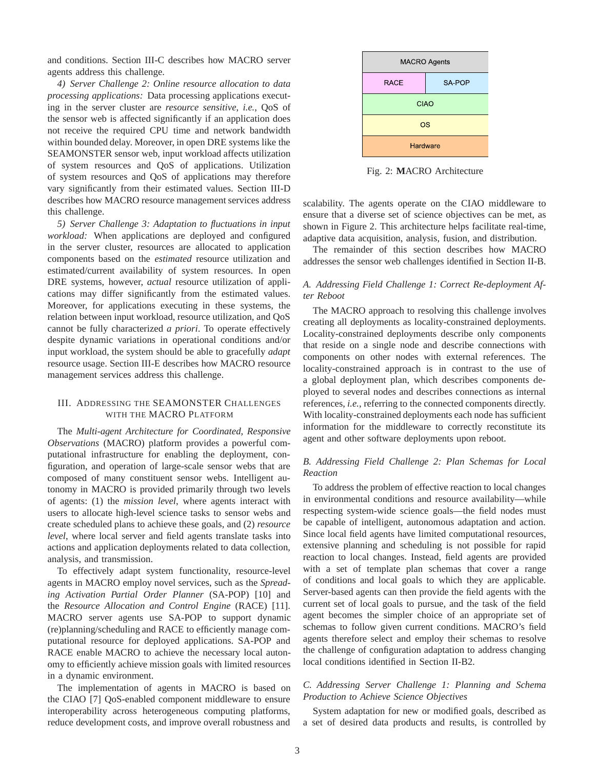and conditions. Section III-C describes how MACRO server agents address this challenge.

*4) Server Challenge 2: Online resource allocation to data processing applications:* Data processing applications executing in the server cluster are *resource sensitive*, *i.e.*, QoS of the sensor web is affected significantly if an application does not receive the required CPU time and network bandwidth within bounded delay. Moreover, in open DRE systems like the SEAMONSTER sensor web, input workload affects utilization of system resources and QoS of applications. Utilization of system resources and QoS of applications may therefore vary significantly from their estimated values. Section III-D describes how MACRO resource management services address this challenge.

*5) Server Challenge 3: Adaptation to fluctuations in input workload:* When applications are deployed and configured in the server cluster, resources are allocated to application components based on the *estimated* resource utilization and estimated/current availability of system resources. In open DRE systems, however, *actual* resource utilization of applications may differ significantly from the estimated values. Moreover, for applications executing in these systems, the relation between input workload, resource utilization, and QoS cannot be fully characterized *a priori*. To operate effectively despite dynamic variations in operational conditions and/or input workload, the system should be able to gracefully *adapt* resource usage. Section III-E describes how MACRO resource management services address this challenge.

## III. Addressing the SEAMONSTER Challenges with the MACRO Platform

The *Multi-agent Architecture for Coordinated, Responsive Observations* (MACRO) platform provides a powerful computational infrastructure for enabling the deployment, configuration, and operation of large-scale sensor webs that are composed of many constituent sensor webs. Intelligent autonomy in MACRO is provided primarily through two levels of agents: (1) the *mission level*, where agents interact with users to allocate high-level science tasks to sensor webs and create scheduled plans to achieve these goals, and (2) *resource level*, where local server and field agents translate tasks into actions and application deployments related to data collection, analysis, and transmission.

To effectively adapt system functionality, resource-level agents in MACRO employ novel services, such as the *Spreading Activation Partial Order Planner* (SA-POP) [10] and the *Resource Allocation and Control Engine* (RACE) [11]. MACRO server agents use SA-POP to support dynamic (re)planning/scheduling and RACE to efficiently manage computational resource for deployed applications. SA-POP and RACE enable MACRO to achieve the necessary local autonomy to efficiently achieve mission goals with limited resources in a dynamic environment.

The implementation of agents in MACRO is based on the CIAO [7] QoS-enabled component middleware to ensure interoperability across heterogeneous computing platforms, reduce development costs, and improve overall robustness and scalability. The agents operate on the CIAO middleware to ensure that a diverse set of science objectives can be met, as shown in Figure 2. This architecture helps facilitate real-time, adaptive data acquisition, analysis, fusion, and distribution.

| MACRO Agents | |
|---|---|
| RACE | SA-POP |
| CIAO | |
| OS | |
| Hardware | |

Fig. 2: **M**ACRO Architecture

The remainder of this section describes how MACRO addresses the sensor web challenges identified in Section II-B.

### A. Addressing Field Challenge 1: Correct Re-deployment After Reboot

The MACRO approach to resolving this challenge involves creating all deployments as locality-constrained deployments. Locality-constrained deployments describe only components that reside on a single node and describe connections with components on other nodes with external references. The locality-constrained approach is in contrast to the use of a global deployment plan, which describes components deployed to several nodes and describes connections as internal references, *i.e.*, referring to the connected components directly. With locality-constrained deployments each node has sufficient information for the middleware to correctly reconstitute its agent and other software deployments upon reboot.

### B. Addressing Field Challenge 2: Plan Schemas for Local Reaction

To address the problem of effective reaction to local changes in environmental conditions and resource availability—while respecting system-wide science goals—the field nodes must be capable of intelligent, autonomous adaptation and action. Since local field agents have limited computational resources, extensive planning and scheduling is not possible for rapid reaction to local changes. Instead, field agents are provided with a set of template plan schemas that cover a range of conditions and local goals to which they are applicable. Server-based agents can then provide the field agents with the current set of local goals to pursue, and the task of the field agent becomes the simpler choice of an appropriate set of schemas to follow given current conditions. MACRO's field agents therefore select and employ their schemas to resolve the challenge of configuration adaptation to address changing local conditions identified in Section II-B2.

### C. Addressing Server Challenge 1: Planning and Schema Production to Achieve Science Objectives

System adaptation for new or modified goals, described as a set of desired data products and results, is controlled by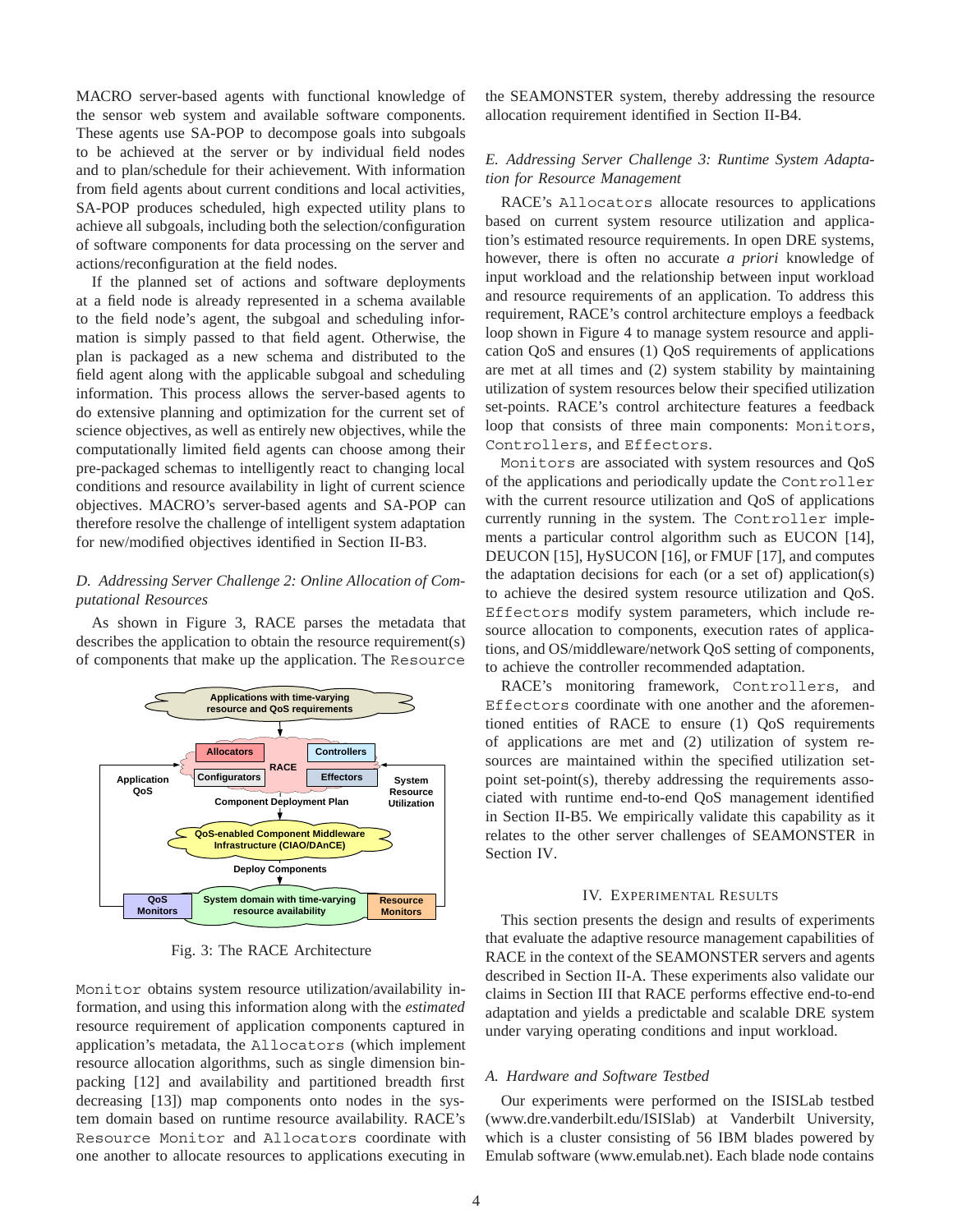MACRO server-based agents with functional knowledge of the sensor web system and available software components. These agents use SA-POP to decompose goals into subgoals to be achieved at the server or by individual field nodes and to plan/schedule for their achievement. With information from field agents about current conditions and local activities, SA-POP produces scheduled, high expected utility plans to achieve all subgoals, including both the selection/configuration of software components for data processing on the server and actions/reconfiguration at the field nodes.

If the planned set of actions and software deployments at a field node is already represented in a schema available to the field node's agent, the subgoal and scheduling information is simply passed to that field agent. Otherwise, the plan is packaged as a new schema and distributed to the field agent along with the applicable subgoal and scheduling information. This process allows the server-based agents to do extensive planning and optimization for the current set of science objectives, as well as entirely new objectives, while the computationally limited field agents can choose among their pre-packaged schemas to intelligently react to changing local conditions and resource availability in light of current science objectives. MACRO's server-based agents and SA-POP can therefore resolve the challenge of intelligent system adaptation for new/modified objectives identified in Section II-B3.

### *D. Addressing Server Challenge 2: Online Allocation of Computational Resources*

As shown in Figure 3, RACE parses the metadata that describes the application to obtain the resource requirement(s) of components that make up the application. The `Resource Monitor` obtains system resource utilization/availability information, and using this information along with the *estimated* resource requirement of application components captured in application's metadata, the `Allocators` (which implement resource allocation algorithms, such as single dimension bin-packing [12] and availability and partitioned breadth first decreasing [13]) map components onto nodes in the system domain based on runtime resource availability. RACE's `Resource Monitor` and `Allocators` coordinate with one another to allocate resources to applications executing in the SEAMONSTER system, thereby addressing the resource allocation requirement identified in Section II-B4.

Fig. 3: The RACE Architecture

### *E. Addressing Server Challenge 3: Runtime System Adaptation for Resource Management*

RACE's `Allocators` allocate resources to applications based on current system resource utilization and application's estimated resource requirements. In open DRE systems, however, there is often no accurate *a priori* knowledge of input workload and the relationship between input workload and resource requirements of an application. To address this requirement, RACE's control architecture employs a feedback loop shown in Figure 4 to manage system resource and application QoS and ensures (1) QoS requirements of applications are met at all times and (2) system stability by maintaining utilization of system resources below their specified utilization set-points. RACE's control architecture features a feedback loop that consists of three main components: `Monitors`, `Controllers`, and `Effectors`.

`Monitors` are associated with system resources and QoS of the applications and periodically update the `Controller` with the current resource utilization and QoS of applications currently running in the system. The `Controller` implements a particular control algorithm such as EUCON [14], DEUCON [15], HySUCON [16], or FMUF [17], and computes the adaptation decisions for each (or a set of) application(s) to achieve the desired system resource utilization and QoS. `Effectors` modify system parameters, which include resource allocation to components, execution rates of applications, and OS/middleware/network QoS setting of components, to achieve the controller recommended adaptation.

RACE's monitoring framework, `Controllers`, and `Effectors` coordinate with one another and the aforementioned entities of RACE to ensure (1) QoS requirements of applications are met and (2) utilization of system resources are maintained within the specified utilization set-point set-point(s), thereby addressing the requirements associated with runtime end-to-end QoS management identified in Section II-B5. We empirically validate this capability as it relates to the other server challenges of SEAMONSTER in Section IV.

## IV. Experimental Results

This section presents the design and results of experiments that evaluate the adaptive resource management capabilities of RACE in the context of the SEAMONSTER servers and agents described in Section II-A. These experiments also validate our claims in Section III that RACE performs effective end-to-end adaptation and yields a predictable and scalable DRE system under varying operating conditions and input workload.

### *A. Hardware and Software Testbed*

Our experiments were performed on the ISISLab testbed (www.dre.vanderbilt.edu/ISISlab) at Vanderbilt University, which is a cluster consisting of 56 IBM blades powered by Emulab software (www.emulab.net). Each blade node contains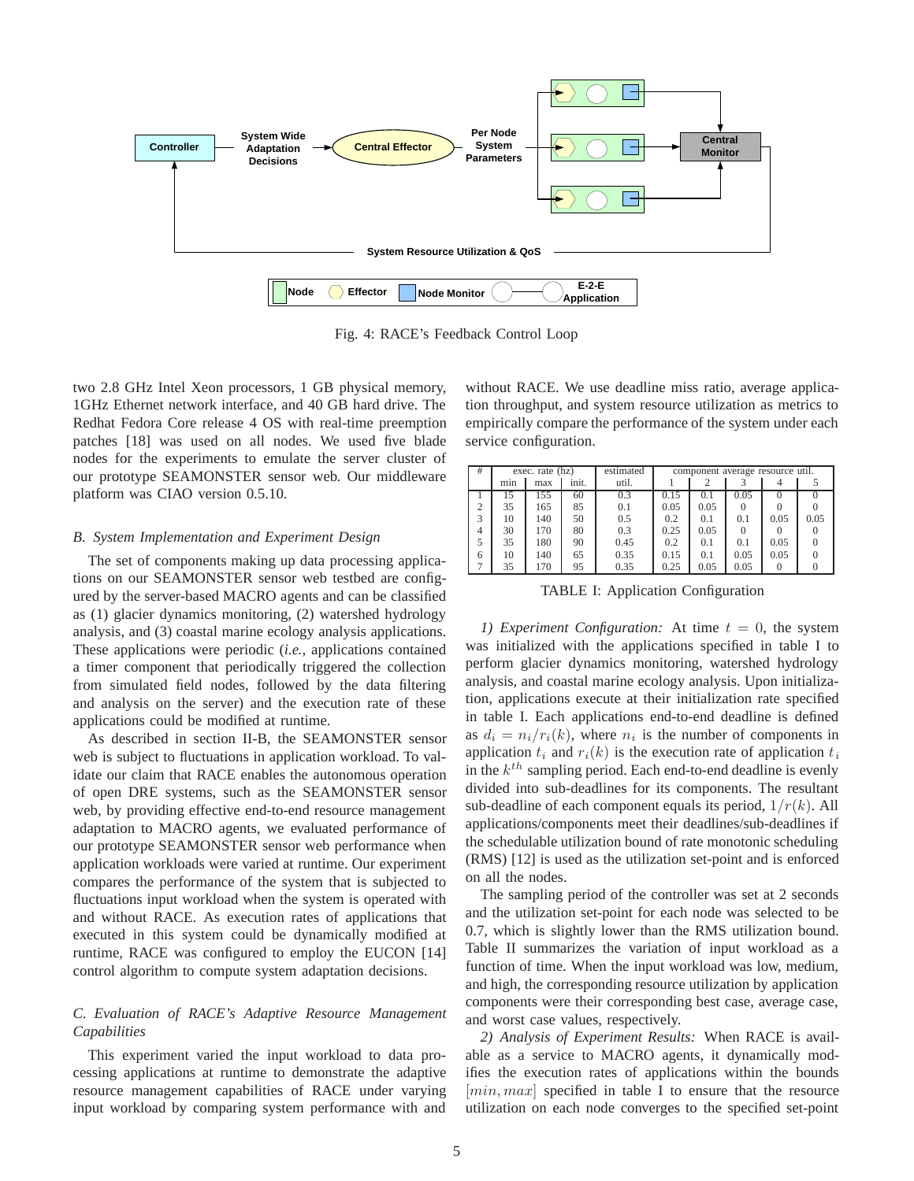Fig. 4: RACE's Feedback Control Loop

two 2.8 GHz Intel Xeon processors, 1 GB physical memory, 1GHz Ethernet network interface, and 40 GB hard drive. The Redhat Fedora Core release 4 OS with real-time preemption patches [18] was used on all nodes. We used five blade nodes for the experiments to emulate the server cluster of our prototype SEAMONSTER sensor web. Our middleware platform was CIAO version 0.5.10.

### *B. System Implementation and Experiment Design*

The set of components making up data processing applications on our SEAMONSTER sensor web testbed are configured by the server-based MACRO agents and can be classified as (1) glacier dynamics monitoring, (2) watershed hydrology analysis, and (3) coastal marine ecology analysis applications. These applications were periodic (*i.e.*, applications contained a timer component that periodically triggered the collection from simulated field nodes, followed by the data filtering and analysis on the server) and the execution rate of these applications could be modified at runtime.

As described in section II-B, the SEAMONSTER sensor web is subject to fluctuations in application workload. To validate our claim that RACE enables the autonomous operation of open DRE systems, such as the SEAMONSTER sensor web, by providing effective end-to-end resource management adaptation to MACRO agents, we evaluated performance of our prototype SEAMONSTER sensor web performance when application workloads were varied at runtime. Our experiment compares the performance of the system that is subjected to fluctuations input workload when the system is operated with and without RACE. As execution rates of applications that executed in this system could be dynamically modified at runtime, RACE was configured to employ the EUCON [14] control algorithm to compute system adaptation decisions.

### *C. Evaluation of RACE's Adaptive Resource Management Capabilities*

This experiment varied the input workload to data processing applications at runtime to demonstrate the adaptive resource management capabilities of RACE under varying input workload by comparing system performance with and without RACE. We use deadline miss ratio, average application throughput, and system resource utilization as metrics to empirically compare the performance of the system under each service configuration.

| # | exec. rate (hz) | | | estimated | component average resource util. | | | | |
|---|---|---|---|---|---|---|---|---|---|
| | min | max | init. | util. | 1 | 2 | 3 | 4 | 5 |
| 1 | 15 | 155 | 60 | 0.3 | 0.15 | 0.1 | 0.05 | 0 | 0 |
| 2 | 35 | 165 | 85 | 0.1 | 0.05 | 0.05 | 0 | 0 | 0 |
| 3 | 10 | 140 | 50 | 0.5 | 0.2 | 0.1 | 0.1 | 0.05 | 0.05 |
| 4 | 30 | 170 | 80 | 0.3 | 0.25 | 0.05 | 0 | 0 | 0 |
| 5 | 35 | 180 | 90 | 0.45 | 0.2 | 0.1 | 0.1 | 0.05 | 0 |
| 6 | 10 | 140 | 65 | 0.35 | 0.15 | 0.1 | 0.05 | 0.05 | 0 |
| 7 | 35 | 170 | 95 | 0.35 | 0.25 | 0.05 | 0.05 | 0 | 0 |

TABLE I: Application Configuration

*1) Experiment Configuration:* At time $t = 0$, the system was initialized with the applications specified in table I to perform glacier dynamics monitoring, watershed hydrology analysis, and coastal marine ecology analysis. Upon initialization, applications execute at their initialization rate specified in table I. Each applications end-to-end deadline is defined as $d_i = n_i/r_i(k)$, where $n_i$ is the number of components in application $t_i$ and $r_i(k)$ is the execution rate of application $t_i$ in the $k^{th}$ sampling period. Each end-to-end deadline is evenly divided into sub-deadlines for its components. The resultant sub-deadline of each component equals its period, $1/r(k)$. All applications/components meet their deadlines/sub-deadlines if the schedulable utilization bound of rate monotonic scheduling (RMS) [12] is used as the utilization set-point and is enforced on all the nodes.

The sampling period of the controller was set at 2 seconds and the utilization set-point for each node was selected to be 0.7, which is slightly lower than the RMS utilization bound. Table II summarizes the variation of input workload as a function of time. When the input workload was low, medium, and high, the corresponding resource utilization by application components were their corresponding best case, average case, and worst case values, respectively.

*2) Analysis of Experiment Results:* When RACE is available as a service to MACRO agents, it dynamically modifies the execution rates of applications within the bounds $[min, max]$ specified in table I to ensure that the resource utilization on each node converges to the specified set-point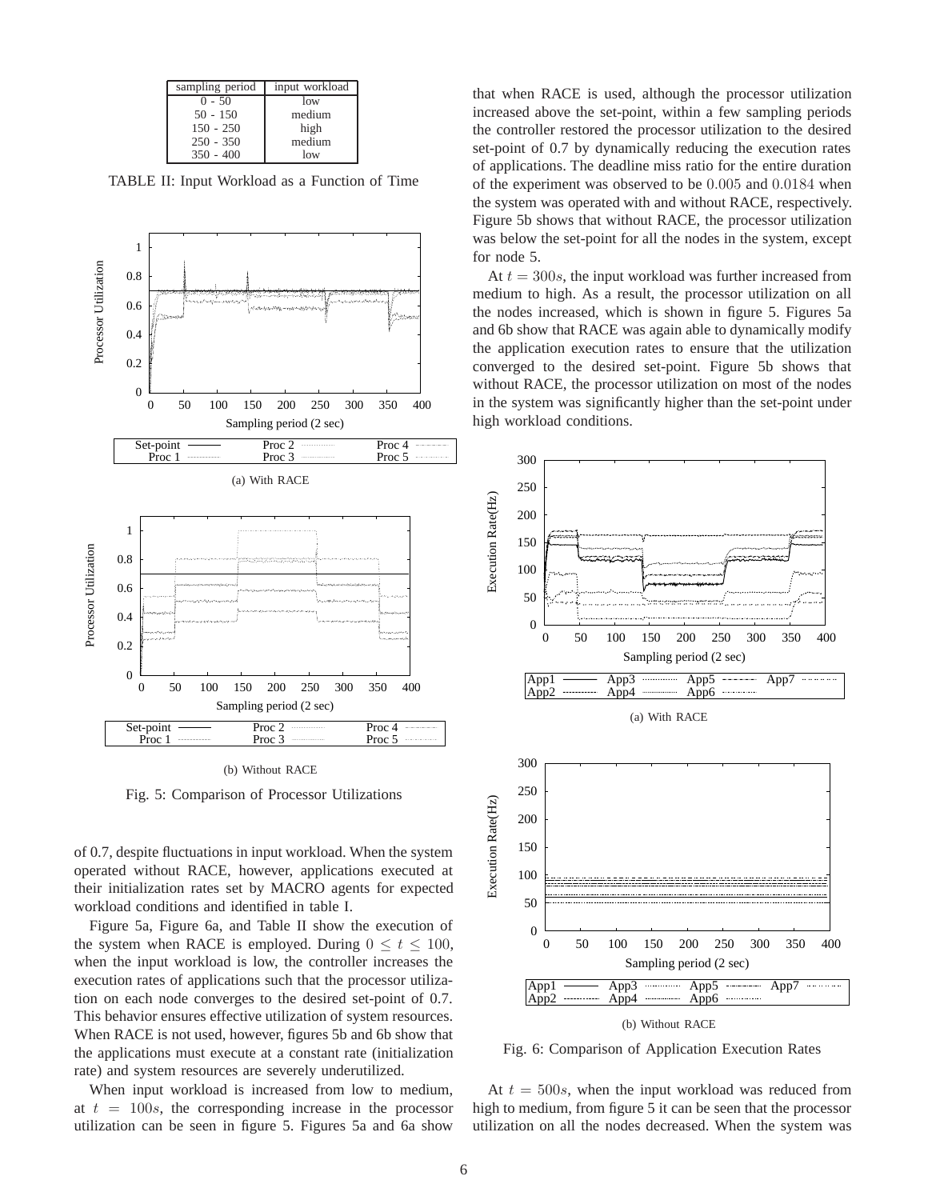| sampling period | input workload |
|---|---|
| 0 - 50 | low |
| 50 - 150 | medium |
| 150 - 250 | high |
| 250 - 350 | medium |
| 350 - 400 | low |

TABLE II: Input Workload as a Function of Time

(a) With RACE

(b) Without RACE

Fig. 5: Comparison of Processor Utilizations

of 0.7, despite fluctuations in input workload. When the system operated without RACE, however, applications executed at their initialization rates set by MACRO agents for expected workload conditions and identified in table I.

Figure 5a, Figure 6a, and Table II show the execution of the system when RACE is employed. During $0 \leq t \leq 100$, when the input workload is low, the controller increases the execution rates of applications such that the processor utilization on each node converges to the desired set-point of 0.7. This behavior ensures effective utilization of system resources. When RACE is not used, however, figures 5b and 6b show that the applications must execute at a constant rate (initialization rate) and system resources are severely underutilized.

When input workload is increased from low to medium, at $t = 100s$, the corresponding increase in the processor utilization can be seen in figure 5. Figures 5a and 6a show that when RACE is used, although the processor utilization increased above the set-point, within a few sampling periods the controller restored the processor utilization to the desired set-point of 0.7 by dynamically reducing the execution rates of applications. The deadline miss ratio for the entire duration of the experiment was observed to be $0.005$ and $0.0184$ when the system was operated with and without RACE, respectively. Figure 5b shows that without RACE, the processor utilization was below the set-point for all the nodes in the system, except for node 5.

At $t = 300s$, the input workload was further increased from medium to high. As a result, the processor utilization on all the nodes increased, which is shown in figure 5. Figures 5a and 6b show that RACE was again able to dynamically modify the application execution rates to ensure that the utilization converged to the desired set-point. Figure 5b shows that without RACE, the processor utilization on most of the nodes in the system was significantly higher than the set-point under high workload conditions.

(a) With RACE

(b) Without RACE

Fig. 6: Comparison of Application Execution Rates

At $t = 500s$, when the input workload was reduced from high to medium, from figure 5 it can be seen that the processor utilization on all the nodes decreased. When the system was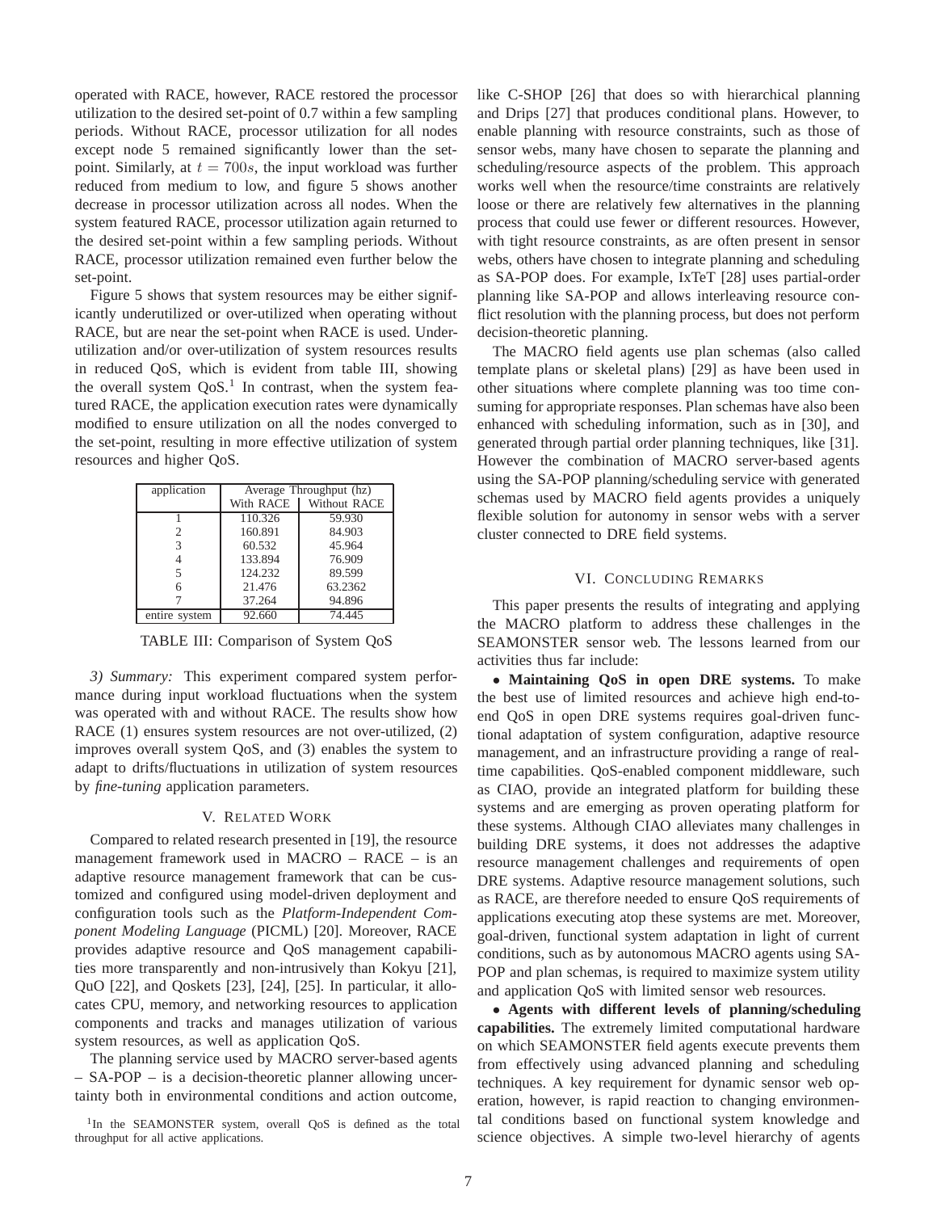operated with RACE, however, RACE restored the processor utilization to the desired set-point of 0.7 within a few sampling periods. Without RACE, processor utilization for all nodes except node 5 remained significantly lower than the set-point. Similarly, at $t = 700s$, the input workload was further reduced from medium to low, and figure 5 shows another decrease in processor utilization across all nodes. When the system featured RACE, processor utilization again returned to the desired set-point within a few sampling periods. Without RACE, processor utilization remained even further below the set-point.

Figure 5 shows that system resources may be either significantly underutilized or over-utilized when operating without RACE, but are near the set-point when RACE is used. Under-utilization and/or over-utilization of system resources results in reduced QoS, which is evident from table III, showing the overall system QoS.[1] In contrast, when the system featured RACE, the application execution rates were dynamically modified to ensure utilization on all the nodes converged to the set-point, resulting in more effective utilization of system resources and higher QoS.

| application | Average Throughput (hz) | |
|---|---|---|
| | With RACE | Without RACE |
| 1 | 110.326 | 59.930 |
| 2 | 160.891 | 84.903 |
| 3 | 60.532 | 45.964 |
| 4 | 133.894 | 76.909 |
| 5 | 124.232 | 89.599 |
| 6 | 21.476 | 63.2362 |
| 7 | 37.264 | 94.896 |
| entire system | 92.660 | 74.445 |

TABLE III: Comparison of System QoS

*3) Summary:* This experiment compared system performance during input workload fluctuations when the system was operated with and without RACE. The results show how RACE (1) ensures system resources are not over-utilized, (2) improves overall system QoS, and (3) enables the system to adapt to drifts/fluctuations in utilization of system resources by *fine-tuning* application parameters.

## V. Related Work

Compared to related research presented in [19], the resource management framework used in MACRO – RACE – is an adaptive resource management framework that can be customized and configured using model-driven deployment and configuration tools such as the *Platform-Independent Component Modeling Language* (PICML) [20]. Moreover, RACE provides adaptive resource and QoS management capabilities more transparently and non-intrusively than Kokyu [21], QuO [22], and Qoskets [23], [24], [25]. In particular, it allocates CPU, memory, and networking resources to application components and tracks and manages utilization of various system resources, as well as application QoS.

The planning service used by MACRO server-based agents – SA-POP – is a decision-theoretic planner allowing uncertainty both in environmental conditions and action outcome, like C-SHOP [26] that does so with hierarchical planning and Drips [27] that produces conditional plans. However, to enable planning with resource constraints, such as those of sensor webs, many have chosen to separate the planning and scheduling/resource aspects of the problem. This approach works well when the resource/time constraints are relatively loose or there are relatively few alternatives in the planning process that could use fewer or different resources. However, with tight resource constraints, as are often present in sensor webs, others have chosen to integrate planning and scheduling as SA-POP does. For example, IxTeT [28] uses partial-order planning like SA-POP and allows interleaving resource conflict resolution with the planning process, but does not perform decision-theoretic planning.

The MACRO field agents use plan schemas (also called template plans or skeletal plans) [29] as have been used in other situations where complete planning was too time consuming for appropriate responses. Plan schemas have also been enhanced with scheduling information, such as in [30], and generated through partial order planning techniques, like [31]. However the combination of MACRO server-based agents using the SA-POP planning/scheduling service with generated schemas used by MACRO field agents provides a uniquely flexible solution for autonomy in sensor webs with a server cluster connected to DRE field systems.

## VI. Concluding Remarks

This paper presents the results of integrating and applying the MACRO platform to address these challenges in the SEAMONSTER sensor web. The lessons learned from our activities thus far include:

- **Maintaining QoS in open DRE systems.** To make the best use of limited resources and achieve high end-to-end QoS in open DRE systems requires goal-driven functional adaptation of system configuration, adaptive resource management, and an infrastructure providing a range of real-time capabilities. QoS-enabled component middleware, such as CIAO, provide an integrated platform for building these systems and are emerging as proven operating platform for these systems. Although CIAO alleviates many challenges in building DRE systems, it does not addresses the adaptive resource management challenges and requirements of open DRE systems. Adaptive resource management solutions, such as RACE, are therefore needed to ensure QoS requirements of applications executing atop these systems are met. Moreover, goal-driven, functional system adaptation in light of current conditions, such as by autonomous MACRO agents using SA-POP and plan schemas, is required to maximize system utility and application QoS with limited sensor web resources.
- **Agents with different levels of planning/scheduling capabilities.** The extremely limited computational hardware on which SEAMONSTER field agents execute prevents them from effectively using advanced planning and scheduling techniques. A key requirement for dynamic sensor web operation, however, is rapid reaction to changing environmental conditions based on functional system knowledge and science objectives. A simple two-level hierarchy of agents

[1] In the SEAMONSTER system, overall QoS is defined as the total throughput for all active applications.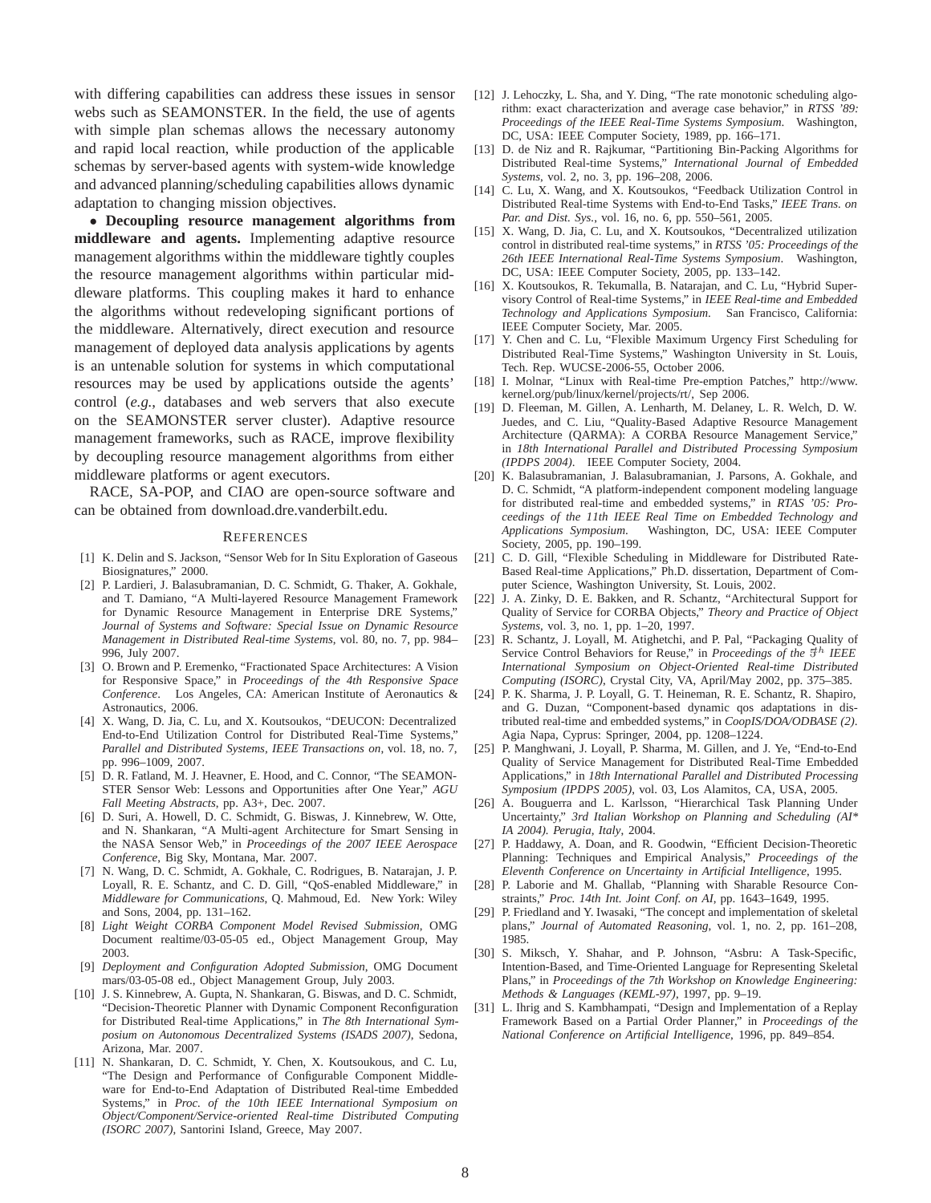with differing capabilities can address these issues in sensor webs such as SEAMONSTER. In the field, the use of agents with simple plan schemas allows the necessary autonomy and rapid local reaction, while production of the applicable schemas by server-based agents with system-wide knowledge and advanced planning/scheduling capabilities allows dynamic adaptation to changing mission objectives.

• **Decoupling resource management algorithms from middleware and agents.** Implementing adaptive resource management algorithms within the middleware tightly couples the resource management algorithms within particular middleware platforms. This coupling makes it hard to enhance the algorithms without redeveloping significant portions of the middleware. Alternatively, direct execution and resource management of deployed data analysis applications by agents is an untenable solution for systems in which computational resources may be used by applications outside the agents' control (*e.g.*, databases and web servers that also execute on the SEAMONSTER server cluster). Adaptive resource management frameworks, such as RACE, improve flexibility by decoupling resource management algorithms from either middleware platforms or agent executors.

RACE, SA-POP, and CIAO are open-source software and can be obtained from download.dre.vanderbilt.edu.

## References

[1] K. Delin and S. Jackson, "Sensor Web for In Situ Exploration of Gaseous Biosignatures," 2000.

[2] P. Lardieri, J. Balasubramanian, D. C. Schmidt, G. Thaker, A. Gokhale, and T. Damiano, "A Multi-layered Resource Management Framework for Dynamic Resource Management in Enterprise DRE Systems," *Journal of Systems and Software: Special Issue on Dynamic Resource Management in Distributed Real-time Systems*, vol. 80, no. 7, pp. 984–996, July 2007.

[3] O. Brown and P. Eremenko, "Fractionated Space Architectures: A Vision for Responsive Space," in *Proceedings of the 4th Responsive Space Conference*. Los Angeles, CA: American Institute of Aeronautics & Astronautics, 2006.

[4] X. Wang, D. Jia, C. Lu, and X. Koutsoukos, "DEUCON: Decentralized End-to-End Utilization Control for Distributed Real-Time Systems," *Parallel and Distributed Systems, IEEE Transactions on*, vol. 18, no. 7, pp. 996–1009, 2007.

[5] D. R. Fatland, M. J. Heavner, E. Hood, and C. Connor, "The SEAMONSTER Sensor Web: Lessons and Opportunities after One Year," *AGU Fall Meeting Abstracts*, pp. A3+, Dec. 2007.

[6] D. Suri, A. Howell, D. C. Schmidt, G. Biswas, J. Kinnebrew, W. Otte, and N. Shankaran, "A Multi-agent Architecture for Smart Sensing in the NASA Sensor Web," in *Proceedings of the 2007 IEEE Aerospace Conference*, Big Sky, Montana, Mar. 2007.

[7] N. Wang, D. C. Schmidt, A. Gokhale, C. Rodrigues, B. Natarajan, J. P. Loyall, R. E. Schantz, and C. D. Gill, "QoS-enabled Middleware," in *Middleware for Communications*, Q. Mahmoud, Ed. New York: Wiley and Sons, 2004, pp. 131–162.

[8] *Light Weight CORBA Component Model Revised Submission*, OMG Document realtime/03-05-05 ed., Object Management Group, May 2003.

[9] *Deployment and Configuration Adopted Submission*, OMG Document mars/03-05-08 ed., Object Management Group, July 2003.

[10] J. S. Kinnebrew, A. Gupta, N. Shankaran, G. Biswas, and D. C. Schmidt, "Decision-Theoretic Planner with Dynamic Component Reconfiguration for Distributed Real-time Applications," in *The 8th International Symposium on Autonomous Decentralized Systems (ISADS 2007)*, Sedona, Arizona, Mar. 2007.

[11] N. Shankaran, D. C. Schmidt, Y. Chen, X. Koutsoukous, and C. Lu, "The Design and Performance of Configurable Component Middleware for End-to-End Adaptation of Distributed Real-time Embedded Systems," in *Proc. of the 10th IEEE International Symposium on Object/Component/Service-oriented Real-time Distributed Computing (ISORC 2007)*, Santorini Island, Greece, May 2007.

[12] J. Lehoczky, L. Sha, and Y. Ding, "The rate monotonic scheduling algorithm: exact characterization and average case behavior," in *RTSS '89: Proceedings of the IEEE Real-Time Systems Symposium*. Washington, DC, USA: IEEE Computer Society, 1989, pp. 166–171.

[13] D. de Niz and R. Rajkumar, "Partitioning Bin-Packing Algorithms for Distributed Real-time Systems," *International Journal of Embedded Systems*, vol. 2, no. 3, pp. 196–208, 2006.

[14] C. Lu, X. Wang, and X. Koutsoukos, "Feedback Utilization Control in Distributed Real-time Systems with End-to-End Tasks," *IEEE Trans. on Par. and Dist. Sys.*, vol. 16, no. 6, pp. 550–561, 2005.

[15] X. Wang, D. Jia, C. Lu, and X. Koutsoukos, "Decentralized utilization control in distributed real-time systems," in *RTSS '05: Proceedings of the 26th IEEE International Real-Time Systems Symposium*. Washington, DC, USA: IEEE Computer Society, 2005, pp. 133–142.

[16] X. Koutsoukos, R. Tekumalla, B. Natarajan, and C. Lu, "Hybrid Supervisory Control of Real-time Systems," in *IEEE Real-time and Embedded Technology and Applications Symposium*. San Francisco, California: IEEE Computer Society, Mar. 2005.

[17] Y. Chen and C. Lu, "Flexible Maximum Urgency First Scheduling for Distributed Real-Time Systems," Washington University in St. Louis, Tech. Rep. WUCSE-2006-55, October 2006.

[18] I. Molnar, "Linux with Real-time Pre-emption Patches," http://www.kernel.org/pub/linux/kernel/projects/rt/, Sep 2006.

[19] D. Fleeman, M. Gillen, A. Lenharth, M. Delaney, L. R. Welch, D. W. Juedes, and C. Liu, "Quality-Based Adaptive Resource Management Architecture (QARMA): A CORBA Resource Management Service," in *18th International Parallel and Distributed Processing Symposium (IPDPS 2004)*. IEEE Computer Society, 2004.

[20] K. Balasubramanian, J. Balasubramanian, J. Parsons, A. Gokhale, and D. C. Schmidt, "A platform-independent component modeling language for distributed real-time and embedded systems," in *RTAS '05: Proceedings of the 11th IEEE Real Time on Embedded Technology and Applications Symposium*. Washington, DC, USA: IEEE Computer Society, 2005, pp. 190–199.

[21] C. D. Gill, "Flexible Scheduling in Middleware for Distributed Rate-Based Real-time Applications," Ph.D. dissertation, Department of Computer Science, Washington University, St. Louis, 2002.

[22] J. A. Zinky, D. E. Bakken, and R. Schantz, "Architectural Support for Quality of Service for CORBA Objects," *Theory and Practice of Object Systems*, vol. 3, no. 1, pp. 1–20, 1997.

[23] R. Schantz, J. Loyall, M. Atighetchi, and P. Pal, "Packaging Quality of Service Control Behaviors for Reuse," in *Proceedings of the $5^{th}$ IEEE International Symposium on Object-Oriented Real-time Distributed Computing (ISORC)*, Crystal City, VA, April/May 2002, pp. 375–385.

[24] P. K. Sharma, J. P. Loyall, G. T. Heineman, R. E. Schantz, R. Shapiro, and G. Duzan, "Component-based dynamic qos adaptations in distributed real-time and embedded systems," in *CoopIS/DOA/ODBASE (2)*. Agia Napa, Cyprus: Springer, 2004, pp. 1208–1224.

[25] P. Manghwani, J. Loyall, P. Sharma, M. Gillen, and J. Ye, "End-to-End Quality of Service Management for Distributed Real-Time Embedded Applications," in *18th International Parallel and Distributed Processing Symposium (IPDPS 2005)*, vol. 03, Los Alamitos, CA, USA, 2005.

[26] A. Bouguerra and L. Karlsson, "Hierarchical Task Planning Under Uncertainty," *3rd Italian Workshop on Planning and Scheduling (AI* IA 2004). Perugia, Italy*, 2004.

[27] P. Haddawy, A. Doan, and R. Goodwin, "Efficient Decision-Theoretic Planning: Techniques and Empirical Analysis," *Proceedings of the Eleventh Conference on Uncertainty in Artificial Intelligence*, 1995.

[28] P. Laborie and M. Ghallab, "Planning with Sharable Resource Constraints," *Proc. 14th Int. Joint Conf. on AI*, pp. 1643–1649, 1995.

[29] P. Friedland and Y. Iwasaki, "The concept and implementation of skeletal plans," *Journal of Automated Reasoning*, vol. 1, no. 2, pp. 161–208, 1985.

[30] S. Miksch, Y. Shahar, and P. Johnson, "Asbru: A Task-Specific, Intention-Based, and Time-Oriented Language for Representing Skeletal Plans," in *Proceedings of the 7th Workshop on Knowledge Engineering: Methods & Languages (KEML-97)*, 1997, pp. 9–19.

[31] L. Ihrig and S. Kambhampati, "Design and Implementation of a Replay Framework Based on a Partial Order Planner," in *Proceedings of the National Conference on Artificial Intelligence*, 1996, pp. 849–854.